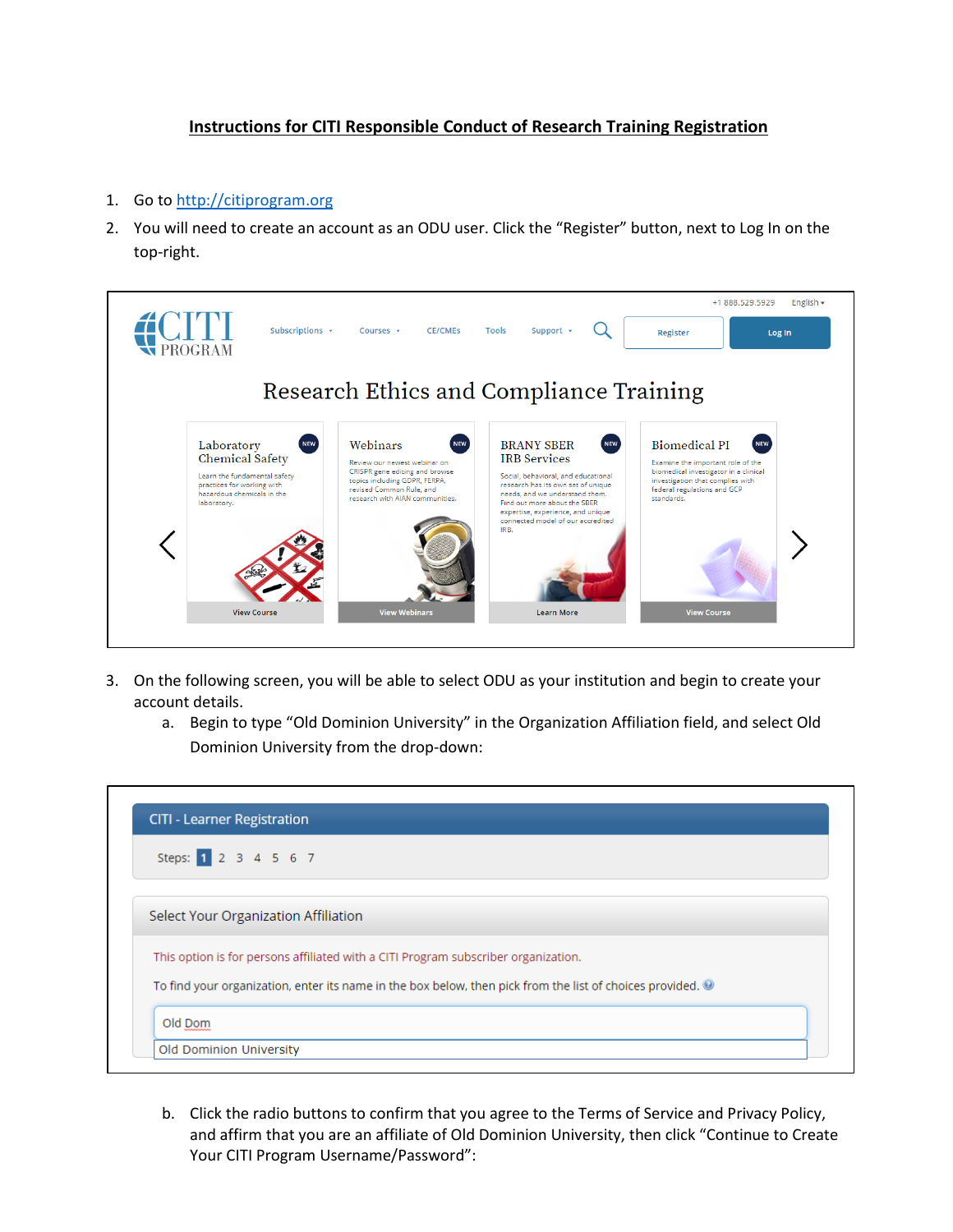# Instructions for CITI Responsible Conduct of Research Training Registration

1. Go to [http://citiprogram.org](http://citiprogram.org)
2. You will need to create an account as an ODU user. Click the "Register" button, next to Log In on the top-right.

3. On the following screen, you will be able to select ODU as your institution and begin to create your account details.
   a. Begin to type "Old Dominion University" in the Organization Affiliation field, and select Old Dominion University from the drop-down:

   b. Click the radio buttons to confirm that you agree to the Terms of Service and Privacy Policy, and affirm that you are an affiliate of Old Dominion University, then click "Continue to Create Your CITI Program Username/Password":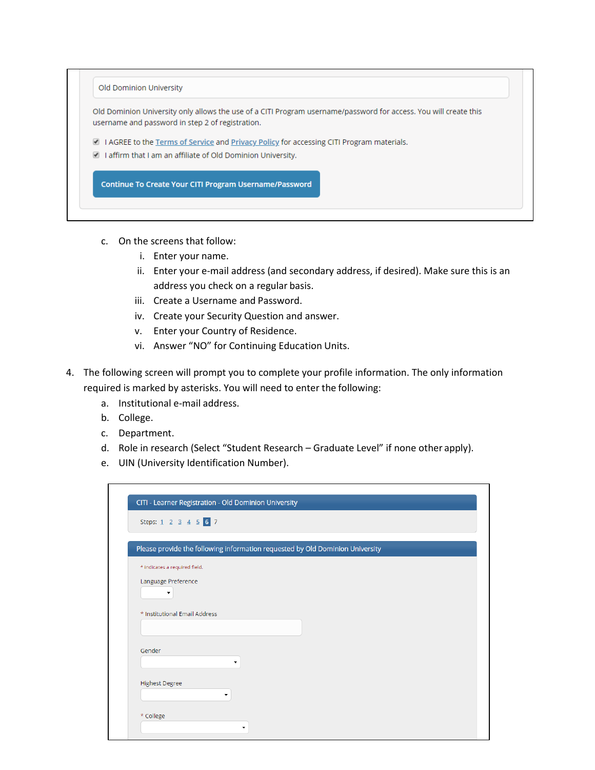Old Dominion University

Old Dominion University only allows the use of a CITI Program username/password for access. You will create this username and password in step 2 of registration.

- [x] I AGREE to the Terms of Service and Privacy Policy for accessing CITI Program materials.
- [x] I affirm that I am an affiliate of Old Dominion University.

Continue To Create Your CITI Program Username/Password

c. On the screens that follow:
   i. Enter your name.
   ii. Enter your e-mail address (and secondary address, if desired). Make sure this is an address you check on a regular basis.
   iii. Create a Username and Password.
   iv. Create your Security Question and answer.
   v. Enter your Country of Residence.
   vi. Answer "NO" for Continuing Education Units.

4. The following screen will prompt you to complete your profile information. The only information required is marked by asterisks. You will need to enter the following:
   a. Institutional e-mail address.
   b. College.
   c. Department.
   d. Role in research (Select "Student Research – Graduate Level" if none other apply).
   e. UIN (University Identification Number).

CITI - Learner Registration - Old Dominion University

Steps: 1 2 3 4 5 6 7

Please provide the following information requested by Old Dominion University

\* indicates a required field.

Language Preference

\* Institutional Email Address

Gender

Highest Degree

\* College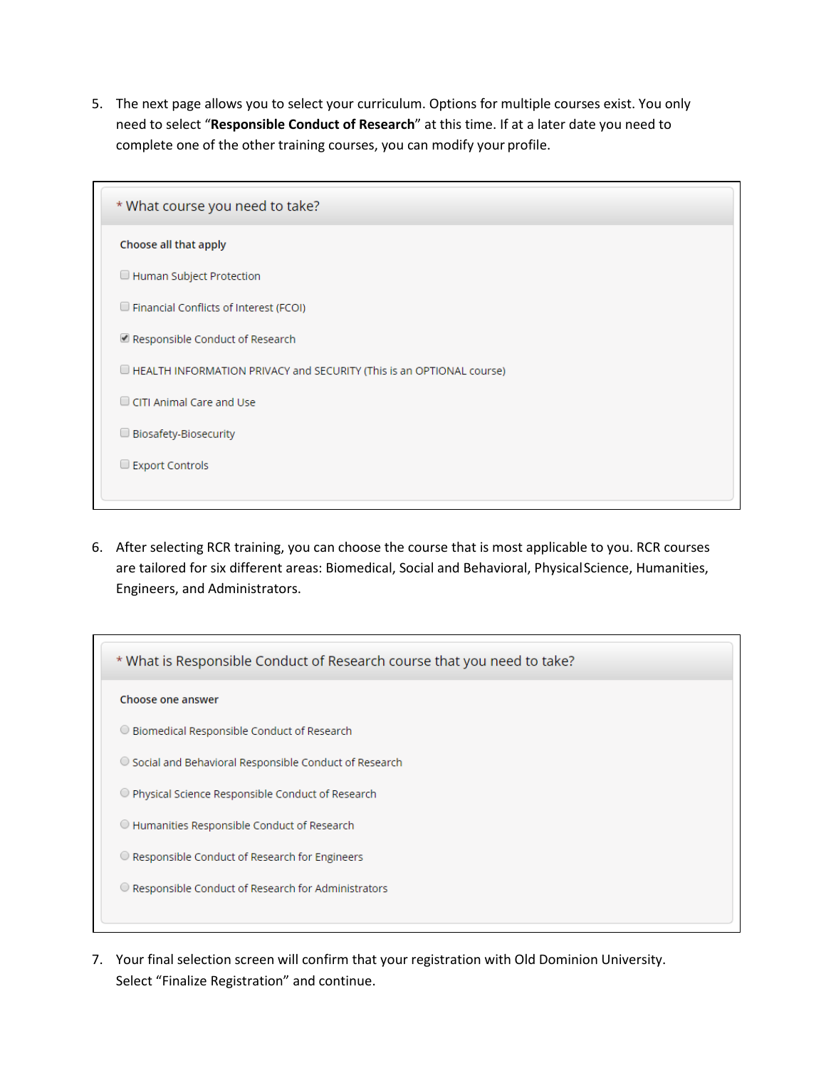5. The next page allows you to select your curriculum. Options for multiple courses exist. You only need to select "**Responsible Conduct of Research**" at this time. If at a later date you need to complete one of the other training courses, you can modify your profile.

> \* What course you need to take?
>
> **Choose all that apply**
>
> - [ ] Human Subject Protection
> - [ ] Financial Conflicts of Interest (FCOI)
> - [x] Responsible Conduct of Research
> - [ ] HEALTH INFORMATION PRIVACY and SECURITY (This is an OPTIONAL course)
> - [ ] CITI Animal Care and Use
> - [ ] Biosafety-Biosecurity
> - [ ] Export Controls

6. After selecting RCR training, you can choose the course that is most applicable to you. RCR courses are tailored for six different areas: Biomedical, Social and Behavioral, Physical Science, Humanities, Engineers, and Administrators.

> \* What is Responsible Conduct of Research course that you need to take?
>
> **Choose one answer**
>
> - ○ Biomedical Responsible Conduct of Research
> - ○ Social and Behavioral Responsible Conduct of Research
> - ○ Physical Science Responsible Conduct of Research
> - ○ Humanities Responsible Conduct of Research
> - ○ Responsible Conduct of Research for Engineers
> - ○ Responsible Conduct of Research for Administrators

7. Your final selection screen will confirm that your registration with Old Dominion University. Select "Finalize Registration" and continue.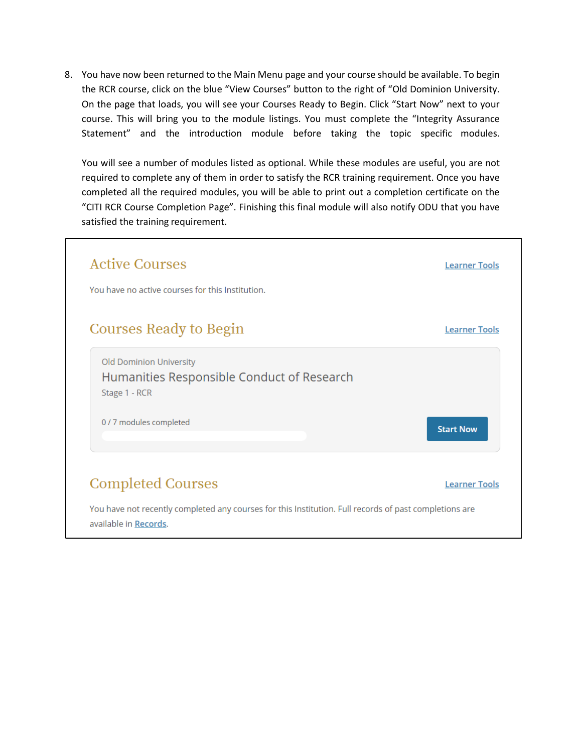8. You have now been returned to the Main Menu page and your course should be available. To begin the RCR course, click on the blue "View Courses" button to the right of "Old Dominion University. On the page that loads, you will see your Courses Ready to Begin. Click "Start Now" next to your course. This will bring you to the module listings. You must complete the "Integrity Assurance Statement" and the introduction module before taking the topic specific modules.

   You will see a number of modules listed as optional. While these modules are useful, you are not required to complete any of them in order to satisfy the RCR training requirement. Once you have completed all the required modules, you will be able to print out a completion certificate on the "CITI RCR Course Completion Page". Finishing this final module will also notify ODU that you have satisfied the training requirement.

## Active Courses

Learner Tools

You have no active courses for this Institution.

## Courses Ready to Begin

Learner Tools

Old Dominion University

Humanities Responsible Conduct of Research

Stage 1 - RCR

0 / 7 modules completed

Start Now

## Completed Courses

Learner Tools

You have not recently completed any courses for this Institution. Full records of past completions are available in Records.